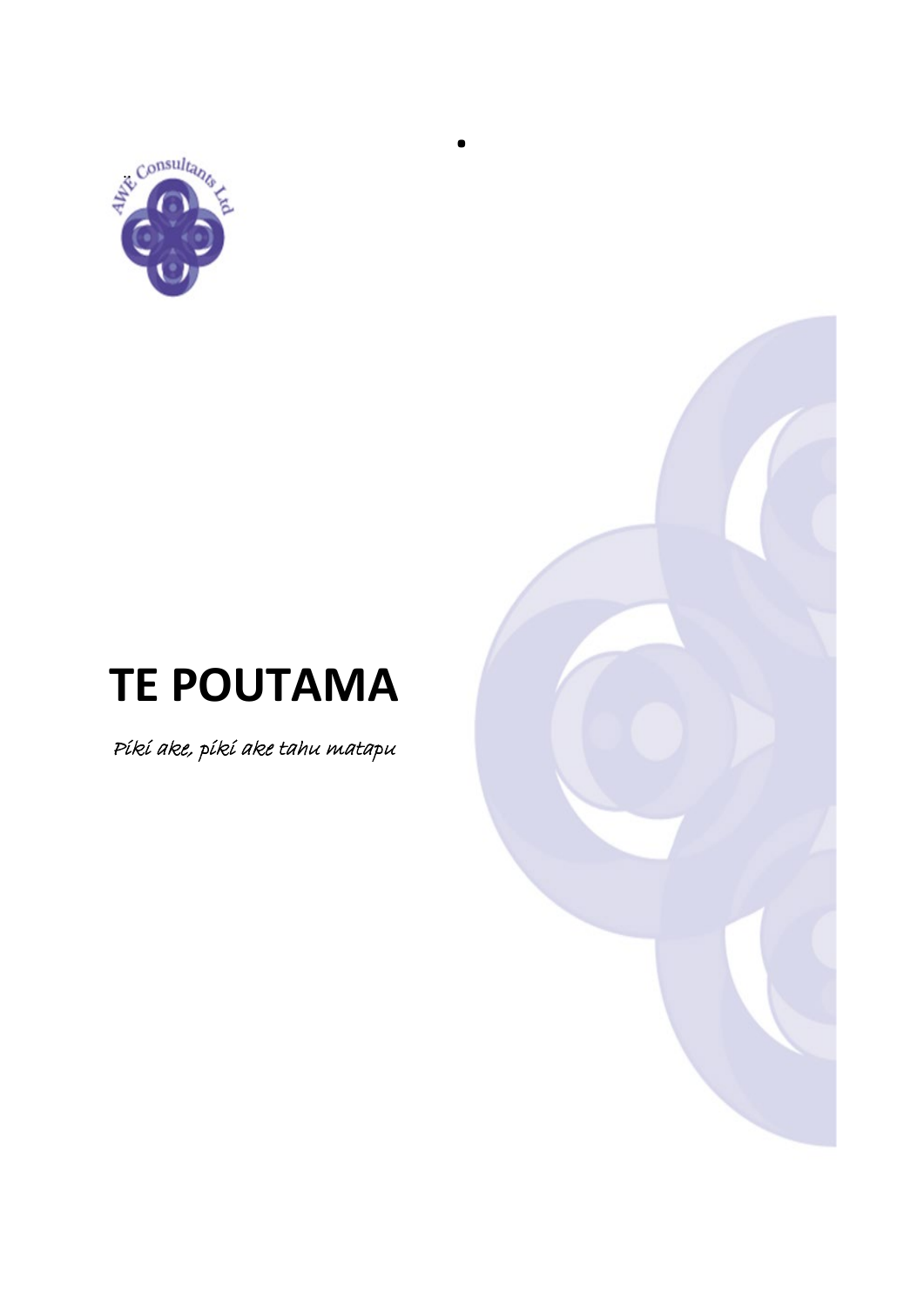# TE POUTAMA

*Piki ake, piki ake tahu matapu*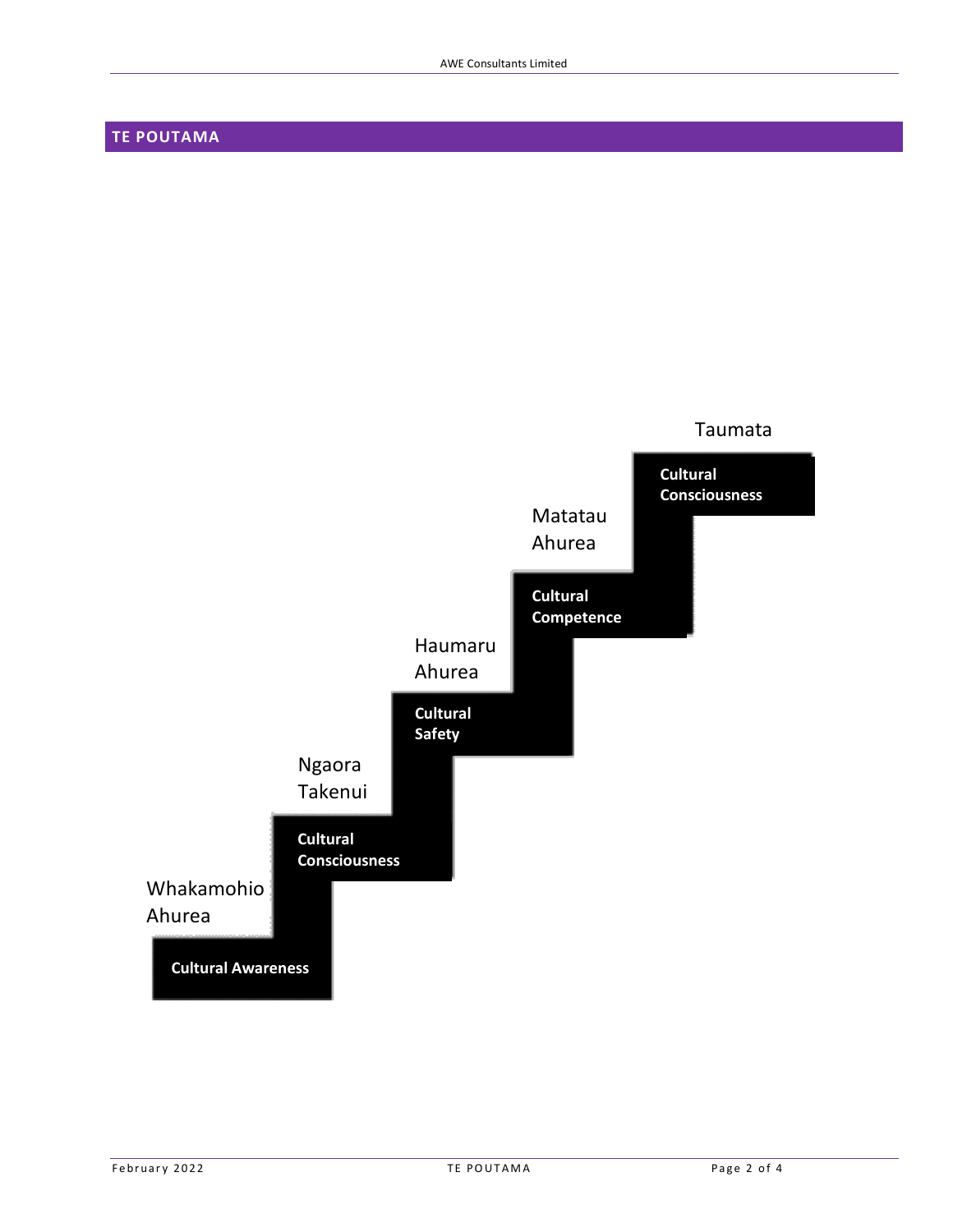## TE POUTAMA

Taumata

**Cultural Consciousness**

Matatau Ahurea

**Cultural Competence**

Haumaru Ahurea

**Cultural Safety**

Ngaora Takenui

**Cultural Consciousness**

Whakamohio Ahurea

**Cultural Awareness**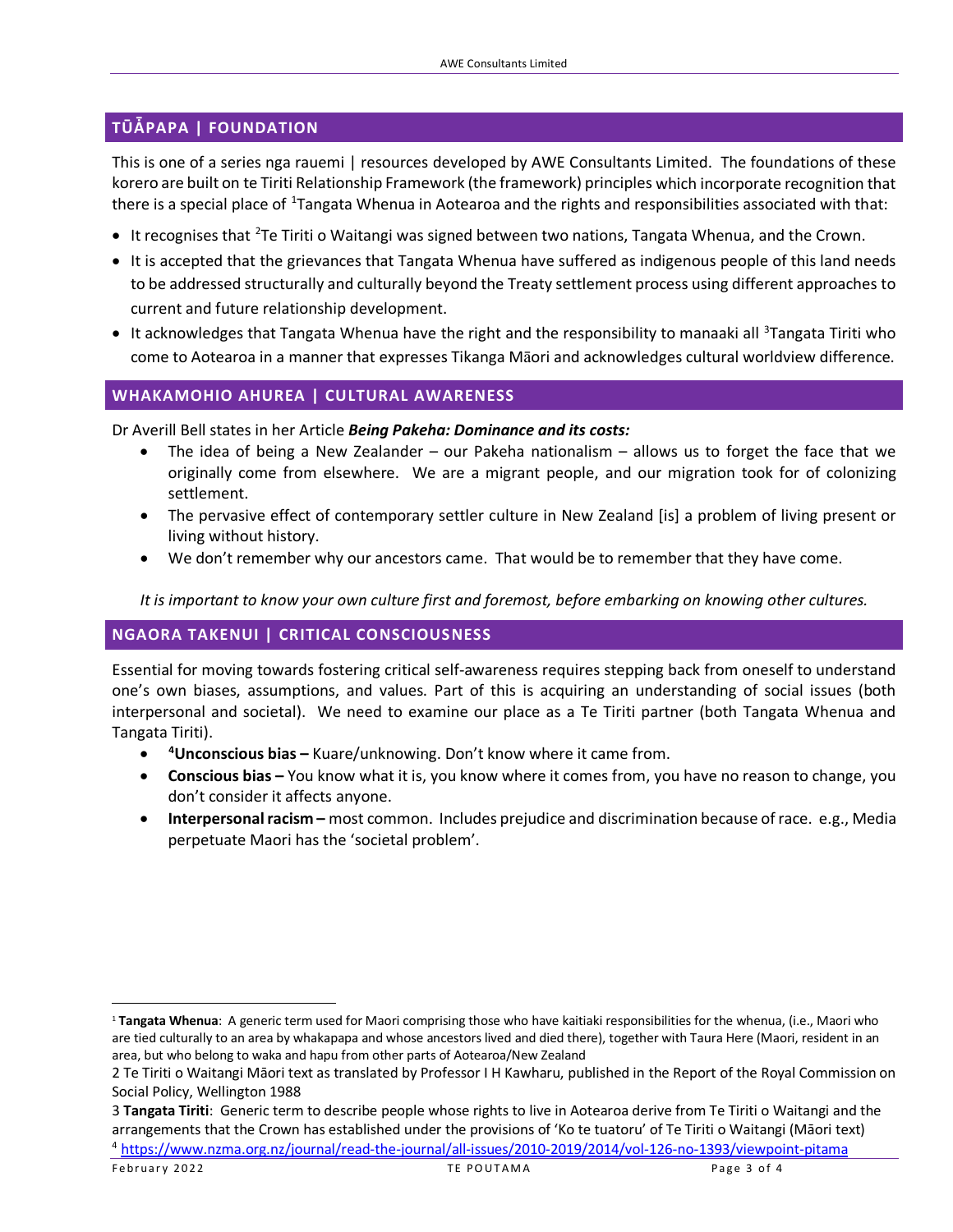## TŪĀPAPA | FOUNDATION

This is one of a series nga rauemi | resources developed by AWE Consultants Limited. The foundations of these korero are built on te Tiriti Relationship Framework (the framework) principles which incorporate recognition that there is a special place of [1]Tangata Whenua in Aotearoa and the rights and responsibilities associated with that:

- It recognises that [2]Te Tiriti o Waitangi was signed between two nations, Tangata Whenua, and the Crown.
- It is accepted that the grievances that Tangata Whenua have suffered as indigenous people of this land needs to be addressed structurally and culturally beyond the Treaty settlement process using different approaches to current and future relationship development.
- It acknowledges that Tangata Whenua have the right and the responsibility to manaaki all [3]Tangata Tiriti who come to Aotearoa in a manner that expresses Tikanga Māori and acknowledges cultural worldview difference.

## WHAKAMOHIO AHUREA | CULTURAL AWARENESS

Dr Averill Bell states in her Article ***Being Pakeha: Dominance and its costs:***

- The idea of being a New Zealander – our Pakeha nationalism – allows us to forget the face that we originally come from elsewhere. We are a migrant people, and our migration took for of colonizing settlement.
- The pervasive effect of contemporary settler culture in New Zealand [is] a problem of living present or living without history.
- We don't remember why our ancestors came. That would be to remember that they have come.

*It is important to know your own culture first and foremost, before embarking on knowing other cultures.*

## NGAORA TAKENUI | CRITICAL CONSCIOUSNESS

Essential for moving towards fostering critical self-awareness requires stepping back from oneself to understand one's own biases, assumptions, and values. Part of this is acquiring an understanding of social issues (both interpersonal and societal). We need to examine our place as a Te Tiriti partner (both Tangata Whenua and Tangata Tiriti).

- [4]**Unconscious bias –** Kuare/unknowing. Don't know where it came from.
- **Conscious bias –** You know what it is, you know where it comes from, you have no reason to change, you don't consider it affects anyone.
- **Interpersonal racism –** most common. Includes prejudice and discrimination because of race. e.g., Media perpetuate Maori has the 'societal problem'.

---

[1] **Tangata Whenua**: A generic term used for Maori comprising those who have kaitiaki responsibilities for the whenua, (i.e., Maori who are tied culturally to an area by whakapapa and whose ancestors lived and died there), together with Taura Here (Maori, resident in an area, but who belong to waka and hapu from other parts of Aotearoa/New Zealand

2 Te Tiriti o Waitangi Māori text as translated by Professor I H Kawharu, published in the Report of the Royal Commission on Social Policy, Wellington 1988

3 **Tangata Tiriti**: Generic term to describe people whose rights to live in Aotearoa derive from Te Tiriti o Waitangi and the arrangements that the Crown has established under the provisions of 'Ko te tuatoru' of Te Tiriti o Waitangi (Māori text)

[4] https://www.nzma.org.nz/journal/read-the-journal/all-issues/2010-2019/2014/vol-126-no-1393/viewpoint-pitama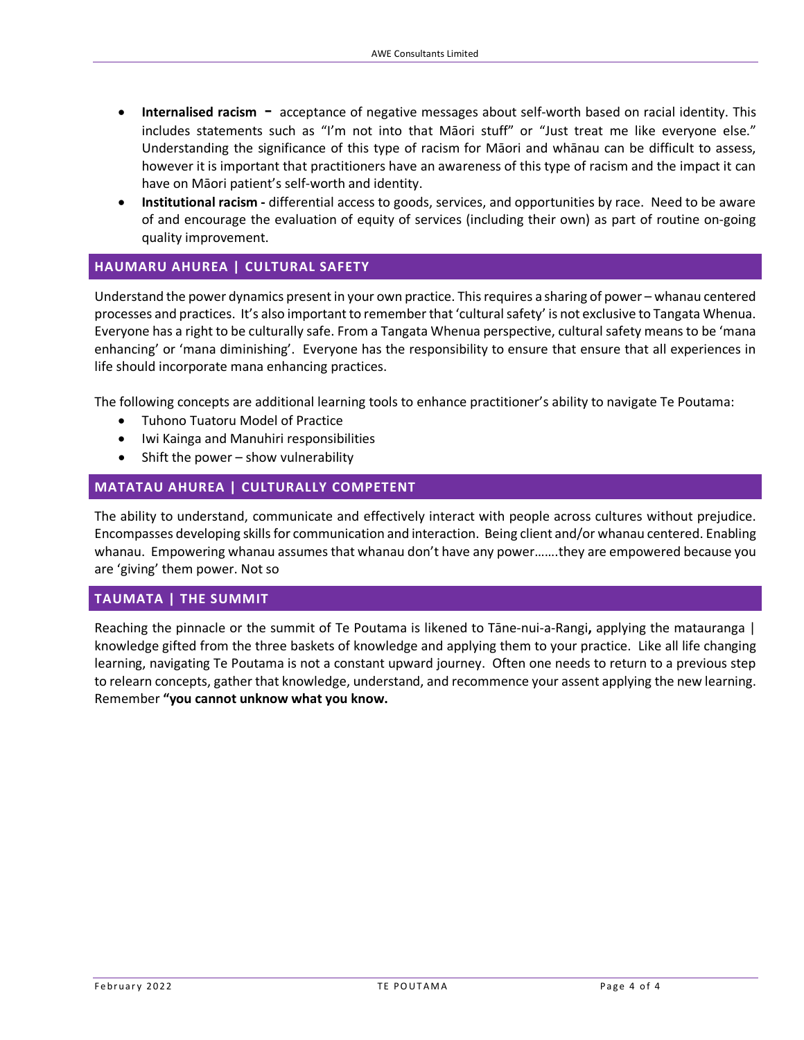- **Internalised racism -** acceptance of negative messages about self-worth based on racial identity. This includes statements such as "I'm not into that Māori stuff" or "Just treat me like everyone else." Understanding the significance of this type of racism for Māori and whānau can be difficult to assess, however it is important that practitioners have an awareness of this type of racism and the impact it can have on Māori patient's self-worth and identity.
- **Institutional racism -** differential access to goods, services, and opportunities by race. Need to be aware of and encourage the evaluation of equity of services (including their own) as part of routine on-going quality improvement.

## HAUMARU AHUREA | CULTURAL SAFETY

Understand the power dynamics present in your own practice. This requires a sharing of power – whanau centered processes and practices. It's also important to remember that 'cultural safety' is not exclusive to Tangata Whenua. Everyone has a right to be culturally safe. From a Tangata Whenua perspective, cultural safety means to be 'mana enhancing' or 'mana diminishing'. Everyone has the responsibility to ensure that ensure that all experiences in life should incorporate mana enhancing practices.

The following concepts are additional learning tools to enhance practitioner's ability to navigate Te Poutama:

- Tuhono Tuatoru Model of Practice
- Iwi Kainga and Manuhiri responsibilities
- Shift the power – show vulnerability

## MATATAU AHUREA | CULTURALLY COMPETENT

The ability to understand, communicate and effectively interact with people across cultures without prejudice. Encompasses developing skills for communication and interaction. Being client and/or whanau centered. Enabling whanau. Empowering whanau assumes that whanau don't have any power…….they are empowered because you are 'giving' them power. Not so

## TAUMATA | THE SUMMIT

Reaching the pinnacle or the summit of Te Poutama is likened to Tāne-nui-a-Rangi**,** applying the matauranga | knowledge gifted from the three baskets of knowledge and applying them to your practice. Like all life changing learning, navigating Te Poutama is not a constant upward journey. Often one needs to return to a previous step to relearn concepts, gather that knowledge, understand, and recommence your assent applying the new learning. Remember **"you cannot unknow what you know.**